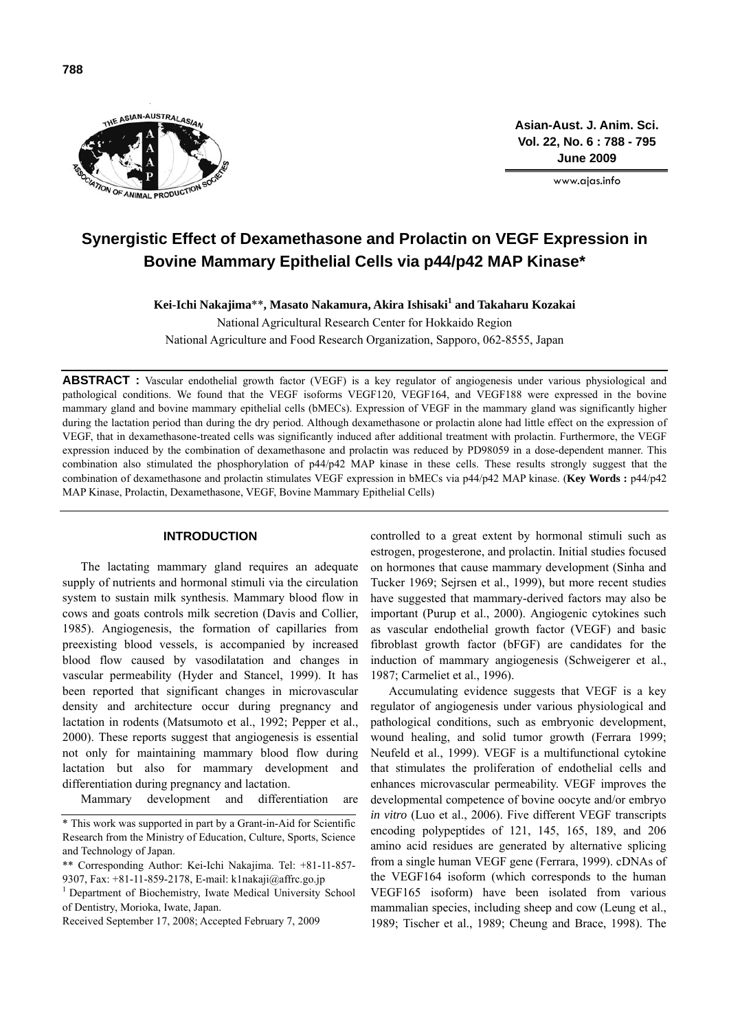# Synergistic Effect of Dexamethasone and Prolactin on VEGF Expression in Bovine Mammary Epithelial Cells via p44/p42 MAP Kinase*

**Kei-Ichi Nakajima**\*\*, **Masato Nakamura, Akira Ishisaki[1] and Takaharu Kozakai**

National Agricultural Research Center for Hokkaido Region
National Agriculture and Food Research Organization, Sapporo, 062-8555, Japan

**ABSTRACT :** Vascular endothelial growth factor (VEGF) is a key regulator of angiogenesis under various physiological and pathological conditions. We found that the VEGF isoforms VEGF120, VEGF164, and VEGF188 were expressed in the bovine mammary gland and bovine mammary epithelial cells (bMECs). Expression of VEGF in the mammary gland was significantly higher during the lactation period than during the dry period. Although dexamethasone or prolactin alone had little effect on the expression of VEGF, that in dexamethasone-treated cells was significantly induced after additional treatment with prolactin. Furthermore, the VEGF expression induced by the combination of dexamethasone and prolactin was reduced by PD98059 in a dose-dependent manner. This combination also stimulated the phosphorylation of p44/p42 MAP kinase in these cells. These results strongly suggest that the combination of dexamethasone and prolactin stimulates VEGF expression in bMECs via p44/p42 MAP kinase. (**Key Words :** p44/p42 MAP Kinase, Prolactin, Dexamethasone, VEGF, Bovine Mammary Epithelial Cells)

## INTRODUCTION

The lactating mammary gland requires an adequate supply of nutrients and hormonal stimuli via the circulation system to sustain milk synthesis. Mammary blood flow in cows and goats controls milk secretion (Davis and Collier, 1985). Angiogenesis, the formation of capillaries from preexisting blood vessels, is accompanied by increased blood flow caused by vasodilatation and changes in vascular permeability (Hyder and Stancel, 1999). It has been reported that significant changes in microvascular density and architecture occur during pregnancy and lactation in rodents (Matsumoto et al., 1992; Pepper et al., 2000). These reports suggest that angiogenesis is essential not only for maintaining mammary blood flow during lactation but also for mammary development and differentiation during pregnancy and lactation.

Mammary development and differentiation are controlled to a great extent by hormonal stimuli such as estrogen, progesterone, and prolactin. Initial studies focused on hormones that cause mammary development (Sinha and Tucker 1969; Sejrsen et al., 1999), but more recent studies have suggested that mammary-derived factors may also be important (Purup et al., 2000). Angiogenic cytokines such as vascular endothelial growth factor (VEGF) and basic fibroblast growth factor (bFGF) are candidates for the induction of mammary angiogenesis (Schweigerer et al., 1987; Carmeliet et al., 1996).

Accumulating evidence suggests that VEGF is a key regulator of angiogenesis under various physiological and pathological conditions, such as embryonic development, wound healing, and solid tumor growth (Ferrara 1999; Neufeld et al., 1999). VEGF is a multifunctional cytokine that stimulates the proliferation of endothelial cells and enhances microvascular permeability. VEGF improves the developmental competence of bovine oocyte and/or embryo *in vitro* (Luo et al., 2006). Five different VEGF transcripts encoding polypeptides of 121, 145, 165, 189, and 206 amino acid residues are generated by alternative splicing from a single human VEGF gene (Ferrara, 1999). cDNAs of the VEGF164 isoform (which corresponds to the human VEGF165 isoform) have been isolated from various mammalian species, including sheep and cow (Leung et al., 1989; Tischer et al., 1989; Cheung and Brace, 1998). The

\* This work was supported in part by a Grant-in-Aid for Scientific Research from the Ministry of Education, Culture, Sports, Science and Technology of Japan.

\*\* Corresponding Author: Kei-Ichi Nakajima. Tel: +81-11-857-9307, Fax: +81-11-859-2178, E-mail: k1nakaji@affrc.go.jp

[1] Department of Biochemistry, Iwate Medical University School of Dentistry, Morioka, Iwate, Japan.

Received September 17, 2008; Accepted February 7, 2009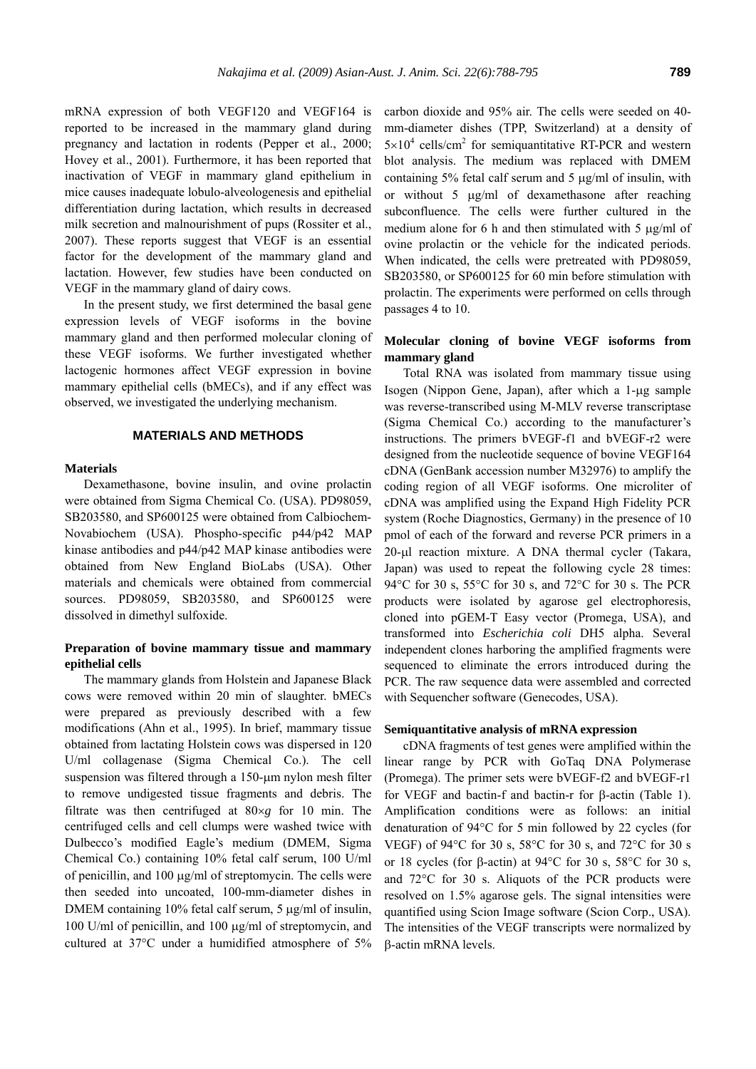mRNA expression of both VEGF120 and VEGF164 is reported to be increased in the mammary gland during pregnancy and lactation in rodents (Pepper et al., 2000; Hovey et al., 2001). Furthermore, it has been reported that inactivation of VEGF in mammary gland epithelium in mice causes inadequate lobulo-alveologenesis and epithelial differentiation during lactation, which results in decreased milk secretion and malnourishment of pups (Rossiter et al., 2007). These reports suggest that VEGF is an essential factor for the development of the mammary gland and lactation. However, few studies have been conducted on VEGF in the mammary gland of dairy cows.

In the present study, we first determined the basal gene expression levels of VEGF isoforms in the bovine mammary gland and then performed molecular cloning of these VEGF isoforms. We further investigated whether lactogenic hormones affect VEGF expression in bovine mammary epithelial cells (bMECs), and if any effect was observed, we investigated the underlying mechanism.

## MATERIALS AND METHODS

### Materials

Dexamethasone, bovine insulin, and ovine prolactin were obtained from Sigma Chemical Co. (USA). PD98059, SB203580, and SP600125 were obtained from Calbiochem-Novabiochem (USA). Phospho-specific p44/p42 MAP kinase antibodies and p44/p42 MAP kinase antibodies were obtained from New England BioLabs (USA). Other materials and chemicals were obtained from commercial sources. PD98059, SB203580, and SP600125 were dissolved in dimethyl sulfoxide.

### Preparation of bovine mammary tissue and mammary epithelial cells

The mammary glands from Holstein and Japanese Black cows were removed within 20 min of slaughter. bMECs were prepared as previously described with a few modifications (Ahn et al., 1995). In brief, mammary tissue obtained from lactating Holstein cows was dispersed in 120 U/ml collagenase (Sigma Chemical Co.). The cell suspension was filtered through a 150-μm nylon mesh filter to remove undigested tissue fragments and debris. The filtrate was then centrifuged at 80×*g* for 10 min. The centrifuged cells and cell clumps were washed twice with Dulbecco's modified Eagle's medium (DMEM, Sigma Chemical Co.) containing 10% fetal calf serum, 100 U/ml of penicillin, and 100 μg/ml of streptomycin. The cells were then seeded into uncoated, 100-mm-diameter dishes in DMEM containing 10% fetal calf serum, 5 μg/ml of insulin, 100 U/ml of penicillin, and 100 μg/ml of streptomycin, and cultured at 37°C under a humidified atmosphere of 5% carbon dioxide and 95% air. The cells were seeded on 40-mm-diameter dishes (TPP, Switzerland) at a density of $5\times10^4$ cells/cm$^2$ for semiquantitative RT-PCR and western blot analysis. The medium was replaced with DMEM containing 5% fetal calf serum and 5 μg/ml of insulin, with or without 5 μg/ml of dexamethasone after reaching subconfluence. The cells were further cultured in the medium alone for 6 h and then stimulated with 5 μg/ml of ovine prolactin or the vehicle for the indicated periods. When indicated, the cells were pretreated with PD98059, SB203580, or SP600125 for 60 min before stimulation with prolactin. The experiments were performed on cells through passages 4 to 10.

### Molecular cloning of bovine VEGF isoforms from mammary gland

Total RNA was isolated from mammary tissue using Isogen (Nippon Gene, Japan), after which a 1-μg sample was reverse-transcribed using M-MLV reverse transcriptase (Sigma Chemical Co.) according to the manufacturer's instructions. The primers bVEGF-f1 and bVEGF-r2 were designed from the nucleotide sequence of bovine VEGF164 cDNA (GenBank accession number M32976) to amplify the coding region of all VEGF isoforms. One microliter of cDNA was amplified using the Expand High Fidelity PCR system (Roche Diagnostics, Germany) in the presence of 10 pmol of each of the forward and reverse PCR primers in a 20-μl reaction mixture. A DNA thermal cycler (Takara, Japan) was used to repeat the following cycle 28 times: 94°C for 30 s, 55°C for 30 s, and 72°C for 30 s. The PCR products were isolated by agarose gel electrophoresis, cloned into pGEM-T Easy vector (Promega, USA), and transformed into *Escherichia coli* DH5 alpha. Several independent clones harboring the amplified fragments were sequenced to eliminate the errors introduced during the PCR. The raw sequence data were assembled and corrected with Sequencher software (Genecodes, USA).

### Semiquantitative analysis of mRNA expression

cDNA fragments of test genes were amplified within the linear range by PCR with GoTaq DNA Polymerase (Promega). The primer sets were bVEGF-f2 and bVEGF-r1 for VEGF and bactin-f and bactin-r for β-actin (Table 1). Amplification conditions were as follows: an initial denaturation of 94°C for 5 min followed by 22 cycles (for VEGF) of 94°C for 30 s, 58°C for 30 s, and 72°C for 30 s or 18 cycles (for β-actin) at 94°C for 30 s, 58°C for 30 s, and 72°C for 30 s. Aliquots of the PCR products were resolved on 1.5% agarose gels. The signal intensities were quantified using Scion Image software (Scion Corp., USA). The intensities of the VEGF transcripts were normalized by β-actin mRNA levels.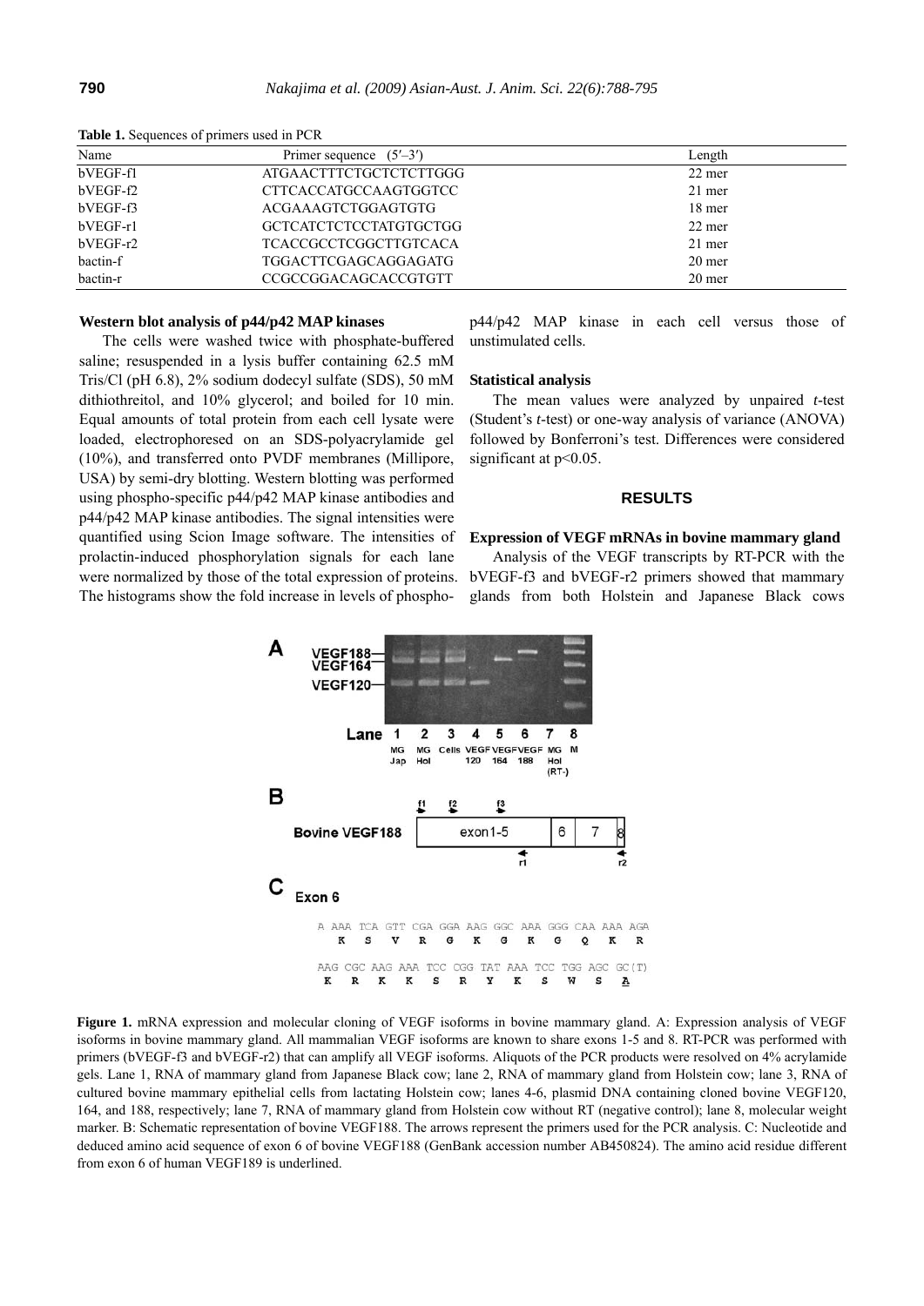**Table 1.** Sequences of primers used in PCR

| Name | Primer sequence (5′–3′) | Length |
|---|---|---|
| bVEGF-f1 | ATGAACTTTCTGCTCTCTTGGG | 22 mer |
| bVEGF-f2 | CTTCACCATGCCAAGTGGTCC | 21 mer |
| bVEGF-f3 | ACGAAAGTCTGGAGTGTG | 18 mer |
| bVEGF-r1 | GCTCATCTCTCCTATGTGCTGG | 22 mer |
| bVEGF-r2 | TCACCGCCTCGGCTTGTCACA | 21 mer |
| bactin-f | TGGACTTCGAGCAGGAGATG | 20 mer |
| bactin-r | CCGCCGGACAGCACCGTGTT | 20 mer |

**Western blot analysis of p44/p42 MAP kinases**

The cells were washed twice with phosphate-buffered saline; resuspended in a lysis buffer containing 62.5 mM Tris/Cl (pH 6.8), 2% sodium dodecyl sulfate (SDS), 50 mM dithiothreitol, and 10% glycerol; and boiled for 10 min. Equal amounts of total protein from each cell lysate were loaded, electrophoresed on an SDS-polyacrylamide gel (10%), and transferred onto PVDF membranes (Millipore, USA) by semi-dry blotting. Western blotting was performed using phospho-specific p44/p42 MAP kinase antibodies and p44/p42 MAP kinase antibodies. The signal intensities were quantified using Scion Image software. The intensities of prolactin-induced phosphorylation signals for each lane were normalized by those of the total expression of proteins. The histograms show the fold increase in levels of phospho-p44/p42 MAP kinase in each cell versus those of unstimulated cells.

**Statistical analysis**

The mean values were analyzed by unpaired *t*-test (Student's *t*-test) or one-way analysis of variance (ANOVA) followed by Bonferroni's test. Differences were considered significant at $p<0.05$.

## RESULTS

**Expression of VEGF mRNAs in bovine mammary gland**

Analysis of the VEGF transcripts by RT-PCR with the bVEGF-f3 and bVEGF-r2 primers showed that mammary glands from both Holstein and Japanese Black cows

**Figure 1.** mRNA expression and molecular cloning of VEGF isoforms in bovine mammary gland. A: Expression analysis of VEGF isoforms in bovine mammary gland. All mammalian VEGF isoforms are known to share exons 1-5 and 8. RT-PCR was performed with primers (bVEGF-f3 and bVEGF-r2) that can amplify all VEGF isoforms. Aliquots of the PCR products were resolved on 4% acrylamide gels. Lane 1, RNA of mammary gland from Japanese Black cow; lane 2, RNA of mammary gland from Holstein cow; lane 3, RNA of cultured bovine mammary epithelial cells from lactating Holstein cow; lanes 4-6, plasmid DNA containing cloned bovine VEGF120, 164, and 188, respectively; lane 7, RNA of mammary gland from Holstein cow without RT (negative control); lane 8, molecular weight marker. B: Schematic representation of bovine VEGF188. The arrows represent the primers used for the PCR analysis. C: Nucleotide and deduced amino acid sequence of exon 6 of bovine VEGF188 (GenBank accession number AB450824). The amino acid residue different from exon 6 of human VEGF189 is underlined.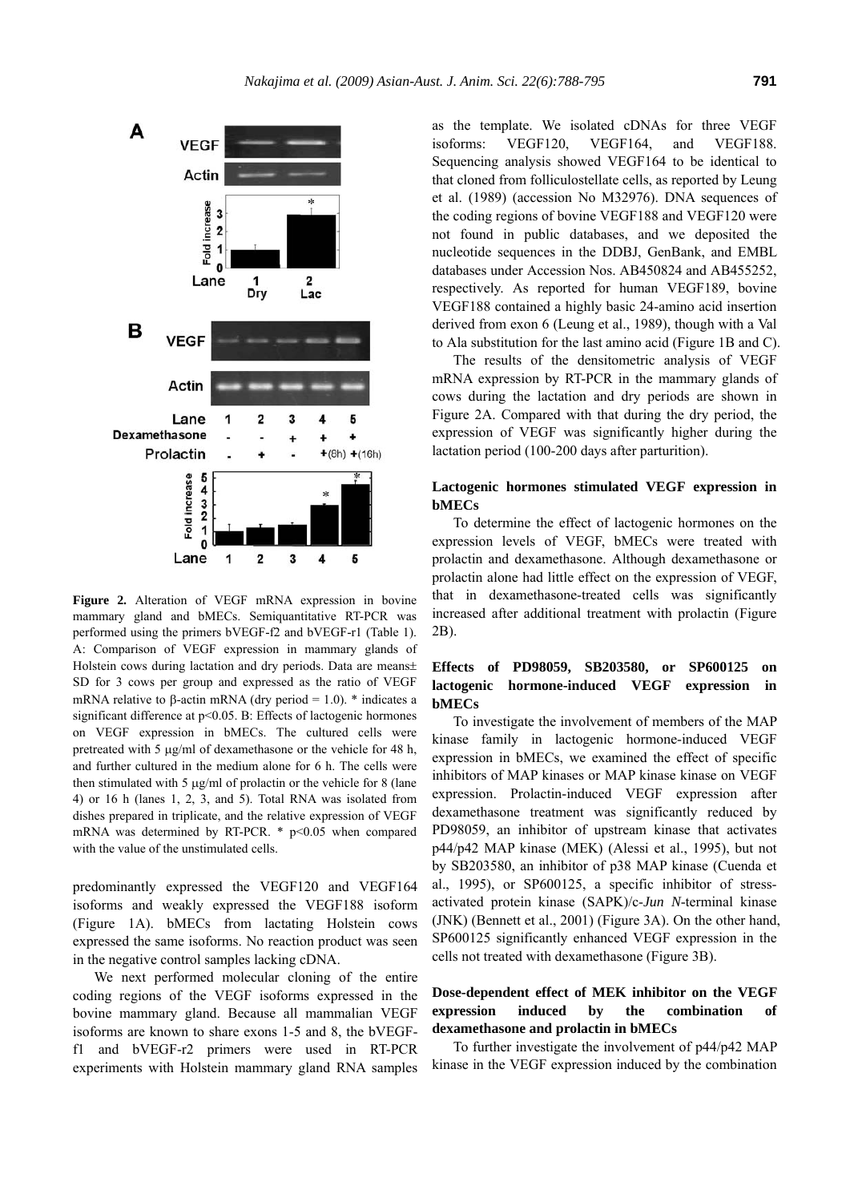**Figure 2.** Alteration of VEGF mRNA expression in bovine mammary gland and bMECs. Semiquantitative RT-PCR was performed using the primers bVEGF-f2 and bVEGF-r1 (Table 1). A: Comparison of VEGF expression in mammary glands of Holstein cows during lactation and dry periods. Data are means± SD for 3 cows per group and expressed as the ratio of VEGF mRNA relative to β-actin mRNA (dry period = 1.0). * indicates a significant difference at p<0.05. B: Effects of lactogenic hormones on VEGF expression in bMECs. The cultured cells were pretreated with 5 μg/ml of dexamethasone or the vehicle for 48 h, and further cultured in the medium alone for 6 h. The cells were then stimulated with 5 μg/ml of prolactin or the vehicle for 8 (lane 4) or 16 h (lanes 1, 2, 3, and 5). Total RNA was isolated from dishes prepared in triplicate, and the relative expression of VEGF mRNA was determined by RT-PCR. * p<0.05 when compared with the value of the unstimulated cells.

predominantly expressed the VEGF120 and VEGF164 isoforms and weakly expressed the VEGF188 isoform (Figure 1A). bMECs from lactating Holstein cows expressed the same isoforms. No reaction product was seen in the negative control samples lacking cDNA.

We next performed molecular cloning of the entire coding regions of the VEGF isoforms expressed in the bovine mammary gland. Because all mammalian VEGF isoforms are known to share exons 1-5 and 8, the bVEGF-f1 and bVEGF-r2 primers were used in RT-PCR experiments with Holstein mammary gland RNA samples as the template. We isolated cDNAs for three VEGF isoforms: VEGF120, VEGF164, and VEGF188. Sequencing analysis showed VEGF164 to be identical to that cloned from folliculostellate cells, as reported by Leung et al. (1989) (accession No M32976). DNA sequences of the coding regions of bovine VEGF188 and VEGF120 were not found in public databases, and we deposited the nucleotide sequences in the DDBJ, GenBank, and EMBL databases under Accession Nos. AB450824 and AB455252, respectively. As reported for human VEGF189, bovine VEGF188 contained a highly basic 24-amino acid insertion derived from exon 6 (Leung et al., 1989), though with a Val to Ala substitution for the last amino acid (Figure 1B and C).

The results of the densitometric analysis of VEGF mRNA expression by RT-PCR in the mammary glands of cows during the lactation and dry periods are shown in Figure 2A. Compared with that during the dry period, the expression of VEGF was significantly higher during the lactation period (100-200 days after parturition).

### Lactogenic hormones stimulated VEGF expression in bMECs

To determine the effect of lactogenic hormones on the expression levels of VEGF, bMECs were treated with prolactin and dexamethasone. Although dexamethasone or prolactin alone had little effect on the expression of VEGF, that in dexamethasone-treated cells was significantly increased after additional treatment with prolactin (Figure 2B).

### Effects of PD98059, SB203580, or SP600125 on lactogenic hormone-induced VEGF expression in bMECs

To investigate the involvement of members of the MAP kinase family in lactogenic hormone-induced VEGF expression in bMECs, we examined the effect of specific inhibitors of MAP kinases or MAP kinase kinase on VEGF expression. Prolactin-induced VEGF expression after dexamethasone treatment was significantly reduced by PD98059, an inhibitor of upstream kinase that activates p44/p42 MAP kinase (MEK) (Alessi et al., 1995), but not by SB203580, an inhibitor of p38 MAP kinase (Cuenda et al., 1995), or SP600125, a specific inhibitor of stress-activated protein kinase (SAPK)/c-*Jun N*-terminal kinase (JNK) (Bennett et al., 2001) (Figure 3A). On the other hand, SP600125 significantly enhanced VEGF expression in the cells not treated with dexamethasone (Figure 3B).

### Dose-dependent effect of MEK inhibitor on the VEGF expression induced by the combination of dexamethasone and prolactin in bMECs

To further investigate the involvement of p44/p42 MAP kinase in the VEGF expression induced by the combination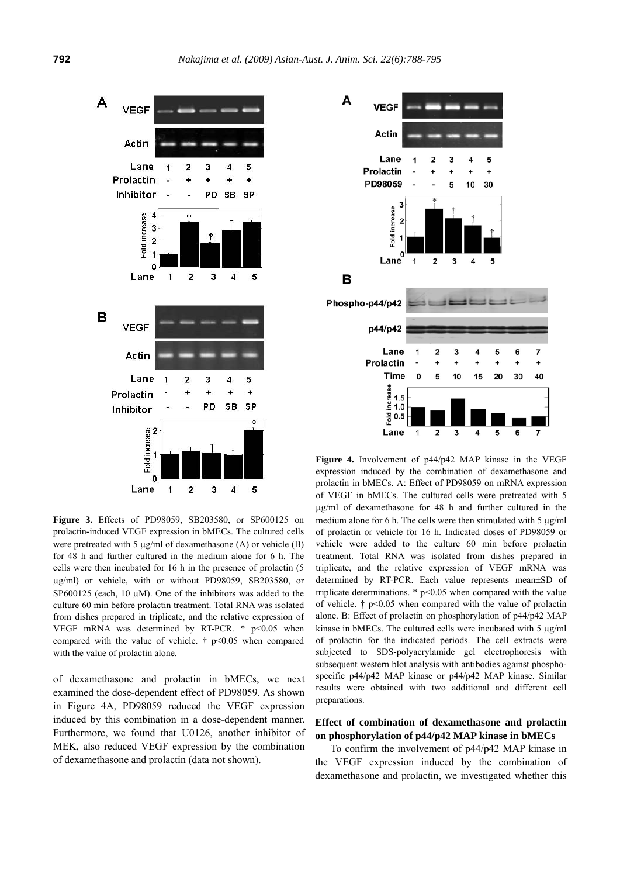**Figure 3.** Effects of PD98059, SB203580, or SP600125 on prolactin-induced VEGF expression in bMECs. The cultured cells were pretreated with 5 μg/ml of dexamethasone (A) or vehicle (B) for 48 h and further cultured in the medium alone for 6 h. The cells were then incubated for 16 h in the presence of prolactin (5 μg/ml) or vehicle, with or without PD98059, SB203580, or SP600125 (each, 10 μM). One of the inhibitors was added to the culture 60 min before prolactin treatment. Total RNA was isolated from dishes prepared in triplicate, and the relative expression of VEGF mRNA was determined by RT-PCR. * $p<0.05$ when compared with the value of vehicle. † $p<0.05$ when compared with the value of prolactin alone.

**Figure 4.** Involvement of p44/p42 MAP kinase in the VEGF expression induced by the combination of dexamethasone and prolactin in bMECs. A: Effect of PD98059 on mRNA expression of VEGF in bMECs. The cultured cells were pretreated with 5 μg/ml of dexamethasone for 48 h and further cultured in the medium alone for 6 h. The cells were then stimulated with 5 μg/ml of prolactin or vehicle for 16 h. Indicated doses of PD98059 or vehicle were added to the culture 60 min before prolactin treatment. Total RNA was isolated from dishes prepared in triplicate, and the relative expression of VEGF mRNA was determined by RT-PCR. Each value represents mean±SD of triplicate determinations. * $p<0.05$ when compared with the value of vehicle. † $p<0.05$ when compared with the value of prolactin alone. B: Effect of prolactin on phosphorylation of p44/p42 MAP kinase in bMECs. The cultured cells were incubated with 5 μg/ml of prolactin for the indicated periods. The cell extracts were subjected to SDS-polyacrylamide gel electrophoresis with subsequent western blot analysis with antibodies against phospho-specific p44/p42 MAP kinase or p44/p42 MAP kinase. Similar results were obtained with two additional and different cell preparations.

of dexamethasone and prolactin in bMECs, we next examined the dose-dependent effect of PD98059. As shown in Figure 4A, PD98059 reduced the VEGF expression induced by this combination in a dose-dependent manner. Furthermore, we found that U0126, another inhibitor of MEK, also reduced VEGF expression by the combination of dexamethasone and prolactin (data not shown).

### Effect of combination of dexamethasone and prolactin on phosphorylation of p44/p42 MAP kinase in bMECs

To confirm the involvement of p44/p42 MAP kinase in the VEGF expression induced by the combination of dexamethasone and prolactin, we investigated whether this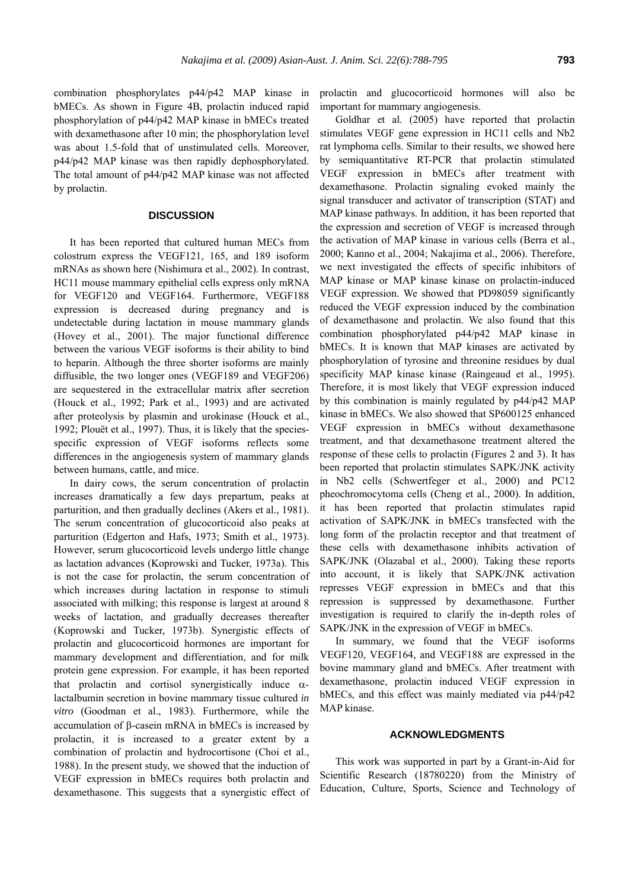combination phosphorylates p44/p42 MAP kinase in bMECs. As shown in Figure 4B, prolactin induced rapid phosphorylation of p44/p42 MAP kinase in bMECs treated with dexamethasone after 10 min; the phosphorylation level was about 1.5-fold that of unstimulated cells. Moreover, p44/p42 MAP kinase was then rapidly dephosphorylated. The total amount of p44/p42 MAP kinase was not affected by prolactin.

## DISCUSSION

It has been reported that cultured human MECs from colostrum express the VEGF121, 165, and 189 isoform mRNAs as shown here (Nishimura et al., 2002). In contrast, HC11 mouse mammary epithelial cells express only mRNA for VEGF120 and VEGF164. Furthermore, VEGF188 expression is decreased during pregnancy and is undetectable during lactation in mouse mammary glands (Hovey et al., 2001). The major functional difference between the various VEGF isoforms is their ability to bind to heparin. Although the three shorter isoforms are mainly diffusible, the two longer ones (VEGF189 and VEGF206) are sequestered in the extracellular matrix after secretion (Houck et al., 1992; Park et al., 1993) and are activated after proteolysis by plasmin and urokinase (Houck et al., 1992; Plouët et al., 1997). Thus, it is likely that the species-specific expression of VEGF isoforms reflects some differences in the angiogenesis system of mammary glands between humans, cattle, and mice.

In dairy cows, the serum concentration of prolactin increases dramatically a few days prepartum, peaks at parturition, and then gradually declines (Akers et al., 1981). The serum concentration of glucocorticoid also peaks at parturition (Edgerton and Hafs, 1973; Smith et al., 1973). However, serum glucocorticoid levels undergo little change as lactation advances (Koprowski and Tucker, 1973a). This is not the case for prolactin, the serum concentration of which increases during lactation in response to stimuli associated with milking; this response is largest at around 8 weeks of lactation, and gradually decreases thereafter (Koprowski and Tucker, 1973b). Synergistic effects of prolactin and glucocorticoid hormones are important for mammary development and differentiation, and for milk protein gene expression. For example, it has been reported that prolactin and cortisol synergistically induce α-lactalbumin secretion in bovine mammary tissue cultured *in vitro* (Goodman et al., 1983). Furthermore, while the accumulation of β-casein mRNA in bMECs is increased by prolactin, it is increased to a greater extent by a combination of prolactin and hydrocortisone (Choi et al., 1988). In the present study, we showed that the induction of VEGF expression in bMECs requires both prolactin and dexamethasone. This suggests that a synergistic effect of prolactin and glucocorticoid hormones will also be important for mammary angiogenesis.

Goldhar et al. (2005) have reported that prolactin stimulates VEGF gene expression in HC11 cells and Nb2 rat lymphoma cells. Similar to their results, we showed here by semiquantitative RT-PCR that prolactin stimulated VEGF expression in bMECs after treatment with dexamethasone. Prolactin signaling evoked mainly the signal transducer and activator of transcription (STAT) and MAP kinase pathways. In addition, it has been reported that the expression and secretion of VEGF is increased through the activation of MAP kinase in various cells (Berra et al., 2000; Kanno et al., 2004; Nakajima et al., 2006). Therefore, we next investigated the effects of specific inhibitors of MAP kinase or MAP kinase kinase on prolactin-induced VEGF expression. We showed that PD98059 significantly reduced the VEGF expression induced by the combination of dexamethasone and prolactin. We also found that this combination phosphorylated p44/p42 MAP kinase in bMECs. It is known that MAP kinases are activated by phosphorylation of tyrosine and threonine residues by dual specificity MAP kinase kinase (Raingeaud et al., 1995). Therefore, it is most likely that VEGF expression induced by this combination is mainly regulated by p44/p42 MAP kinase in bMECs. We also showed that SP600125 enhanced VEGF expression in bMECs without dexamethasone treatment, and that dexamethasone treatment altered the response of these cells to prolactin (Figures 2 and 3). It has been reported that prolactin stimulates SAPK/JNK activity in Nb2 cells (Schwertfeger et al., 2000) and PC12 pheochromocytoma cells (Cheng et al., 2000). In addition, it has been reported that prolactin stimulates rapid activation of SAPK/JNK in bMECs transfected with the long form of the prolactin receptor and that treatment of these cells with dexamethasone inhibits activation of SAPK/JNK (Olazabal et al., 2000). Taking these reports into account, it is likely that SAPK/JNK activation represses VEGF expression in bMECs and that this repression is suppressed by dexamethasone. Further investigation is required to clarify the in-depth roles of SAPK/JNK in the expression of VEGF in bMECs.

In summary, we found that the VEGF isoforms VEGF120, VEGF164, and VEGF188 are expressed in the bovine mammary gland and bMECs. After treatment with dexamethasone, prolactin induced VEGF expression in bMECs, and this effect was mainly mediated via p44/p42 MAP kinase.

## ACKNOWLEDGMENTS

This work was supported in part by a Grant-in-Aid for Scientific Research (18780220) from the Ministry of Education, Culture, Sports, Science and Technology of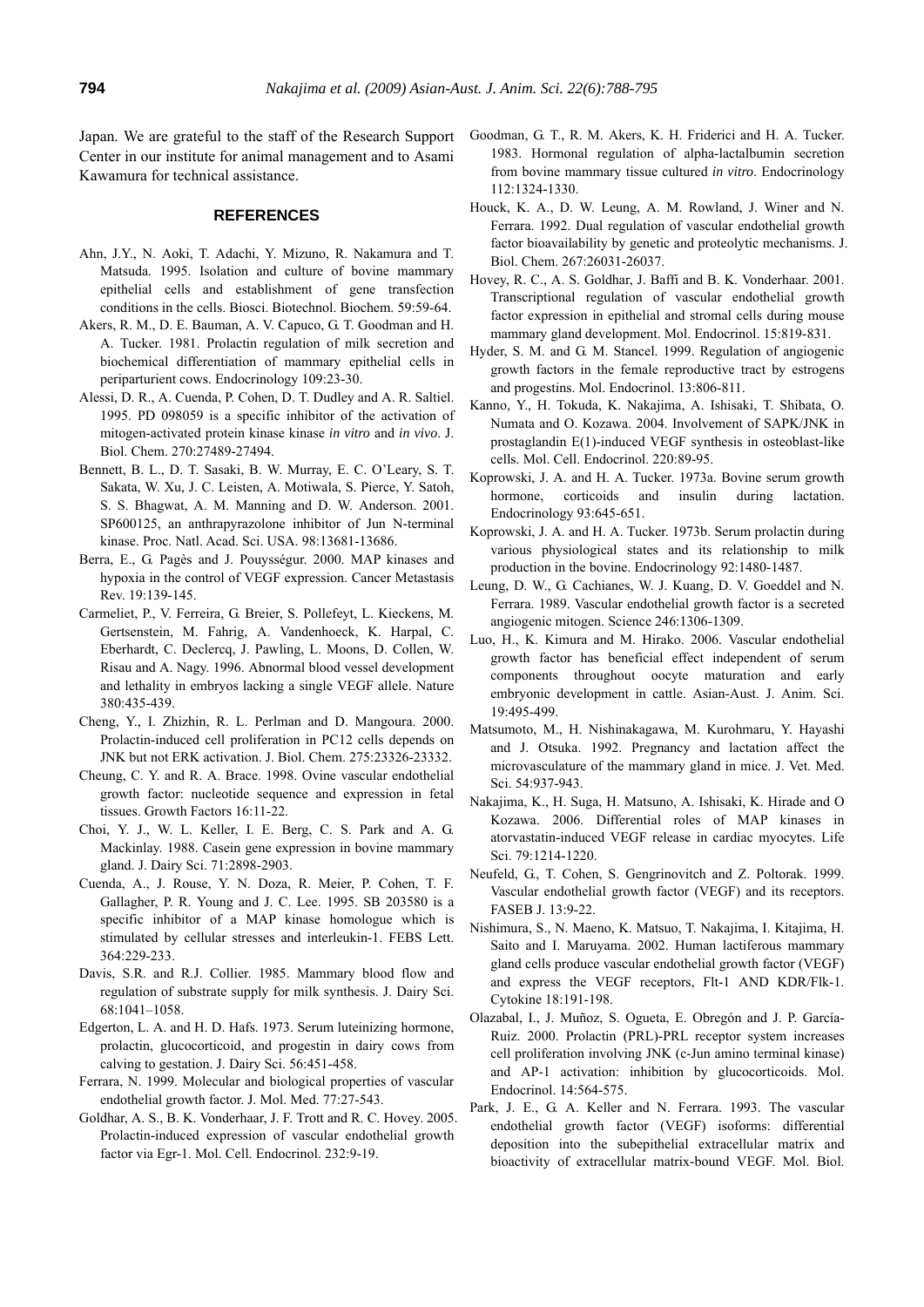Japan. We are grateful to the staff of the Research Support Center in our institute for animal management and to Asami Kawamura for technical assistance.

## REFERENCES

Ahn, J.Y., N. Aoki, T. Adachi, Y. Mizuno, R. Nakamura and T. Matsuda. 1995. Isolation and culture of bovine mammary epithelial cells and establishment of gene transfection conditions in the cells. Biosci. Biotechnol. Biochem. 59:59-64.

Akers, R. M., D. E. Bauman, A. V. Capuco, G. T. Goodman and H. A. Tucker. 1981. Prolactin regulation of milk secretion and biochemical differentiation of mammary epithelial cells in periparturient cows. Endocrinology 109:23-30.

Alessi, D. R., A. Cuenda, P. Cohen, D. T. Dudley and A. R. Saltiel. 1995. PD 098059 is a specific inhibitor of the activation of mitogen-activated protein kinase kinase *in vitro* and *in vivo*. J. Biol. Chem. 270:27489-27494.

Bennett, B. L., D. T. Sasaki, B. W. Murray, E. C. O'Leary, S. T. Sakata, W. Xu, J. C. Leisten, A. Motiwala, S. Pierce, Y. Satoh, S. S. Bhagwat, A. M. Manning and D. W. Anderson. 2001. SP600125, an anthrapyrazolone inhibitor of Jun N-terminal kinase. Proc. Natl. Acad. Sci. USA. 98:13681-13686.

Berra, E., G. Pagès and J. Pouysségur. 2000. MAP kinases and hypoxia in the control of VEGF expression. Cancer Metastasis Rev. 19:139-145.

Carmeliet, P., V. Ferreira, G. Breier, S. Pollefeyt, L. Kieckens, M. Gertsenstein, M. Fahrig, A. Vandenhoeck, K. Harpal, C. Eberhardt, C. Declercq, J. Pawling, L. Moons, D. Collen, W. Risau and A. Nagy. 1996. Abnormal blood vessel development and lethality in embryos lacking a single VEGF allele. Nature 380:435-439.

Cheng, Y., I. Zhizhin, R. L. Perlman and D. Mangoura. 2000. Prolactin-induced cell proliferation in PC12 cells depends on JNK but not ERK activation. J. Biol. Chem. 275:23326-23332.

Cheung, C. Y. and R. A. Brace. 1998. Ovine vascular endothelial growth factor: nucleotide sequence and expression in fetal tissues. Growth Factors 16:11-22.

Choi, Y. J., W. L. Keller, I. E. Berg, C. S. Park and A. G. Mackinlay. 1988. Casein gene expression in bovine mammary gland. J. Dairy Sci. 71:2898-2903.

Cuenda, A., J. Rouse, Y. N. Doza, R. Meier, P. Cohen, T. F. Gallagher, P. R. Young and J. C. Lee. 1995. SB 203580 is a specific inhibitor of a MAP kinase homologue which is stimulated by cellular stresses and interleukin-1. FEBS Lett. 364:229-233.

Davis, S.R. and R.J. Collier. 1985. Mammary blood flow and regulation of substrate supply for milk synthesis. J. Dairy Sci. 68:1041–1058.

Edgerton, L. A. and H. D. Hafs. 1973. Serum luteinizing hormone, prolactin, glucocorticoid, and progestin in dairy cows from calving to gestation. J. Dairy Sci. 56:451-458.

Ferrara, N. 1999. Molecular and biological properties of vascular endothelial growth factor. J. Mol. Med. 77:27-543.

Goldhar, A. S., B. K. Vonderhaar, J. F. Trott and R. C. Hovey. 2005. Prolactin-induced expression of vascular endothelial growth factor via Egr-1. Mol. Cell. Endocrinol. 232:9-19.

Goodman, G. T., R. M. Akers, K. H. Friderici and H. A. Tucker. 1983. Hormonal regulation of alpha-lactalbumin secretion from bovine mammary tissue cultured *in vitro*. Endocrinology 112:1324-1330.

Houck, K. A., D. W. Leung, A. M. Rowland, J. Winer and N. Ferrara. 1992. Dual regulation of vascular endothelial growth factor bioavailability by genetic and proteolytic mechanisms. J. Biol. Chem. 267:26031-26037.

Hovey, R. C., A. S. Goldhar, J. Baffi and B. K. Vonderhaar. 2001. Transcriptional regulation of vascular endothelial growth factor expression in epithelial and stromal cells during mouse mammary gland development. Mol. Endocrinol. 15:819-831.

Hyder, S. M. and G. M. Stancel. 1999. Regulation of angiogenic growth factors in the female reproductive tract by estrogens and progestins. Mol. Endocrinol. 13:806-811.

Kanno, Y., H. Tokuda, K. Nakajima, A. Ishisaki, T. Shibata, O. Numata and O. Kozawa. 2004. Involvement of SAPK/JNK in prostaglandin E(1)-induced VEGF synthesis in osteoblast-like cells. Mol. Cell. Endocrinol. 220:89-95.

Koprowski, J. A. and H. A. Tucker. 1973a. Bovine serum growth hormone, corticoids and insulin during lactation. Endocrinology 93:645-651.

Koprowski, J. A. and H. A. Tucker. 1973b. Serum prolactin during various physiological states and its relationship to milk production in the bovine. Endocrinology 92:1480-1487.

Leung, D. W., G. Cachianes, W. J. Kuang, D. V. Goeddel and N. Ferrara. 1989. Vascular endothelial growth factor is a secreted angiogenic mitogen. Science 246:1306-1309.

Luo, H., K. Kimura and M. Hirako. 2006. Vascular endothelial growth factor has beneficial effect independent of serum components throughout oocyte maturation and early embryonic development in cattle. Asian-Aust. J. Anim. Sci. 19:495-499.

Matsumoto, M., H. Nishinakagawa, M. Kurohmaru, Y. Hayashi and J. Otsuka. 1992. Pregnancy and lactation affect the microvasculature of the mammary gland in mice. J. Vet. Med. Sci. 54:937-943.

Nakajima, K., H. Suga, H. Matsuno, A. Ishisaki, K. Hirade and O Kozawa. 2006. Differential roles of MAP kinases in atorvastatin-induced VEGF release in cardiac myocytes. Life Sci. 79:1214-1220.

Neufeld, G., T. Cohen, S. Gengrinovitch and Z. Poltorak. 1999. Vascular endothelial growth factor (VEGF) and its receptors. FASEB J. 13:9-22.

Nishimura, S., N. Maeno, K. Matsuo, T. Nakajima, I. Kitajima, H. Saito and I. Maruyama. 2002. Human lactiferous mammary gland cells produce vascular endothelial growth factor (VEGF) and express the VEGF receptors, Flt-1 AND KDR/Flk-1. Cytokine 18:191-198.

Olazabal, I., J. Muñoz, S. Ogueta, E. Obregón and J. P. García-Ruiz. 2000. Prolactin (PRL)-PRL receptor system increases cell proliferation involving JNK (c-Jun amino terminal kinase) and AP-1 activation: inhibition by glucocorticoids. Mol. Endocrinol. 14:564-575.

Park, J. E., G. A. Keller and N. Ferrara. 1993. The vascular endothelial growth factor (VEGF) isoforms: differential deposition into the subepithelial extracellular matrix and bioactivity of extracellular matrix-bound VEGF. Mol. Biol.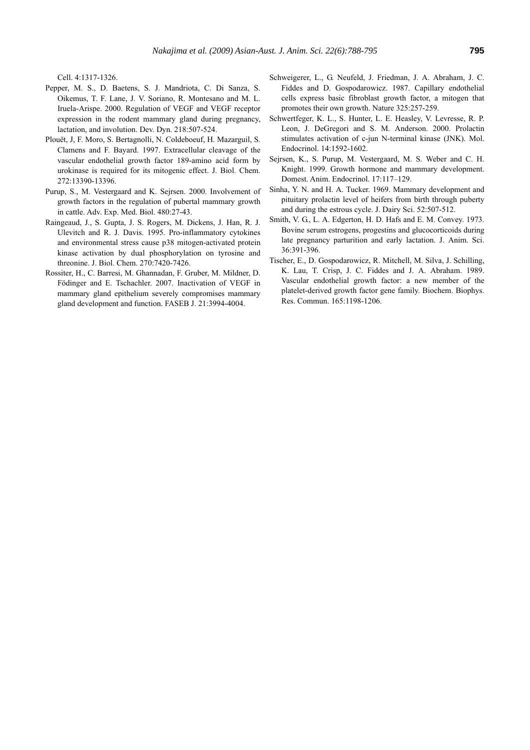Cell. 4:1317-1326.

Pepper, M. S., D. Baetens, S. J. Mandriota, C. Di Sanza, S. Oikemus, T. F. Lane, J. V. Soriano, R. Montesano and M. L. Iruela-Arispe. 2000. Regulation of VEGF and VEGF receptor expression in the rodent mammary gland during pregnancy, lactation, and involution. Dev. Dyn. 218:507-524.

Plouët, J, F. Moro, S. Bertagnolli, N. Coldeboeuf, H. Mazarguil, S. Clamens and F. Bayard. 1997. Extracellular cleavage of the vascular endothelial growth factor 189-amino acid form by urokinase is required for its mitogenic effect. J. Biol. Chem. 272:13390-13396.

Purup, S., M. Vestergaard and K. Sejrsen. 2000. Involvement of growth factors in the regulation of pubertal mammary growth in cattle. Adv. Exp. Med. Biol. 480:27-43.

Raingeaud, J., S. Gupta, J. S. Rogers, M. Dickens, J. Han, R. J. Ulevitch and R. J. Davis. 1995. Pro-inflammatory cytokines and environmental stress cause p38 mitogen-activated protein kinase activation by dual phosphorylation on tyrosine and threonine. J. Biol. Chem. 270:7420-7426.

Rossiter, H., C. Barresi, M. Ghannadan, F. Gruber, M. Mildner, D. Födinger and E. Tschachler. 2007. Inactivation of VEGF in mammary gland epithelium severely compromises mammary gland development and function. FASEB J. 21:3994-4004.

Schweigerer, L., G. Neufeld, J. Friedman, J. A. Abraham, J. C. Fiddes and D. Gospodarowicz. 1987. Capillary endothelial cells express basic fibroblast growth factor, a mitogen that promotes their own growth. Nature 325:257-259.

Schwertfeger, K. L., S. Hunter, L. E. Heasley, V. Levresse, R. P. Leon, J. DeGregori and S. M. Anderson. 2000. Prolactin stimulates activation of c-jun N-terminal kinase (JNK). Mol. Endocrinol. 14:1592-1602.

Sejrsen, K., S. Purup, M. Vestergaard, M. S. Weber and C. H. Knight. 1999. Growth hormone and mammary development. Domest. Anim. Endocrinol. 17:117–129.

Sinha, Y. N. and H. A. Tucker. 1969. Mammary development and pituitary prolactin level of heifers from birth through puberty and during the estrous cycle. J. Dairy Sci. 52:507-512.

Smith, V. G., L. A. Edgerton, H. D. Hafs and E. M. Convey. 1973. Bovine serum estrogens, progestins and glucocorticoids during late pregnancy parturition and early lactation. J. Anim. Sci. 36:391-396.

Tischer, E., D. Gospodarowicz, R. Mitchell, M. Silva, J. Schilling, K. Lau, T. Crisp, J. C. Fiddes and J. A. Abraham. 1989. Vascular endothelial growth factor: a new member of the platelet-derived growth factor gene family. Biochem. Biophys. Res. Commun. 165:1198-1206.